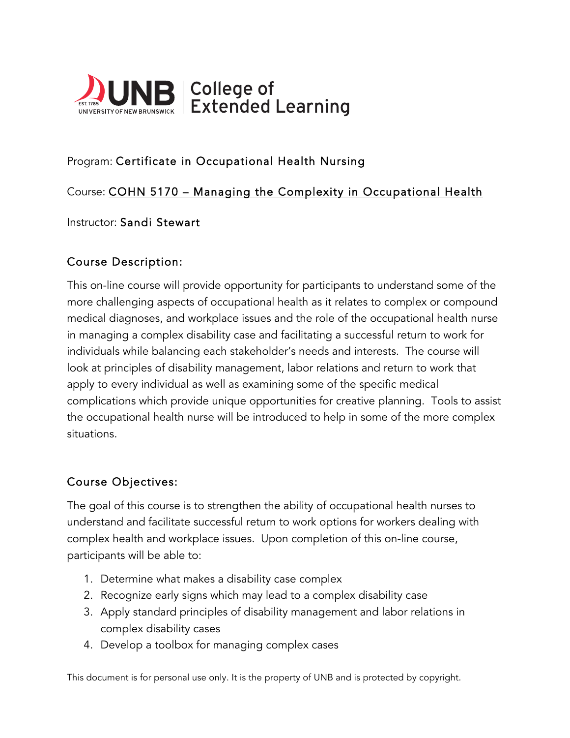UNB | College of Extended Learning

Program: Certificate in Occupational Health Nursing

Course: COHN 5170 – Managing the Complexity in Occupational Health

Instructor: Sandi Stewart

## Course Description:

This on-line course will provide opportunity for participants to understand some of the more challenging aspects of occupational health as it relates to complex or compound medical diagnoses, and workplace issues and the role of the occupational health nurse in managing a complex disability case and facilitating a successful return to work for individuals while balancing each stakeholder's needs and interests. The course will look at principles of disability management, labor relations and return to work that apply to every individual as well as examining some of the specific medical complications which provide unique opportunities for creative planning. Tools to assist the occupational health nurse will be introduced to help in some of the more complex situations.

## Course Objectives:

The goal of this course is to strengthen the ability of occupational health nurses to understand and facilitate successful return to work options for workers dealing with complex health and workplace issues. Upon completion of this on-line course, participants will be able to:

1. Determine what makes a disability case complex
2. Recognize early signs which may lead to a complex disability case
3. Apply standard principles of disability management and labor relations in complex disability cases
4. Develop a toolbox for managing complex cases

This document is for personal use only. It is the property of UNB and is protected by copyright.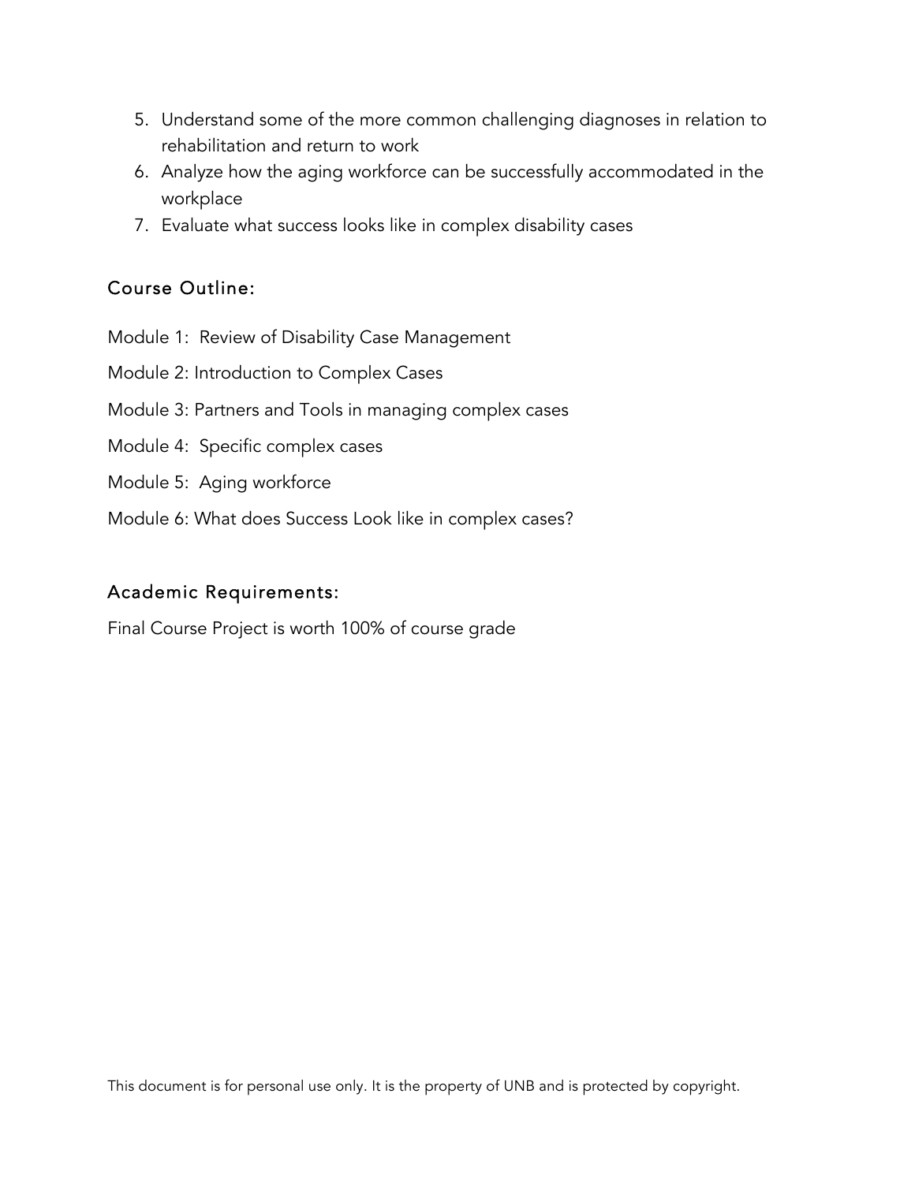5. Understand some of the more common challenging diagnoses in relation to rehabilitation and return to work
6. Analyze how the aging workforce can be successfully accommodated in the workplace
7. Evaluate what success looks like in complex disability cases

## Course Outline:

Module 1: Review of Disability Case Management

Module 2: Introduction to Complex Cases

Module 3: Partners and Tools in managing complex cases

Module 4: Specific complex cases

Module 5: Aging workforce

Module 6: What does Success Look like in complex cases?

## Academic Requirements:

Final Course Project is worth 100% of course grade